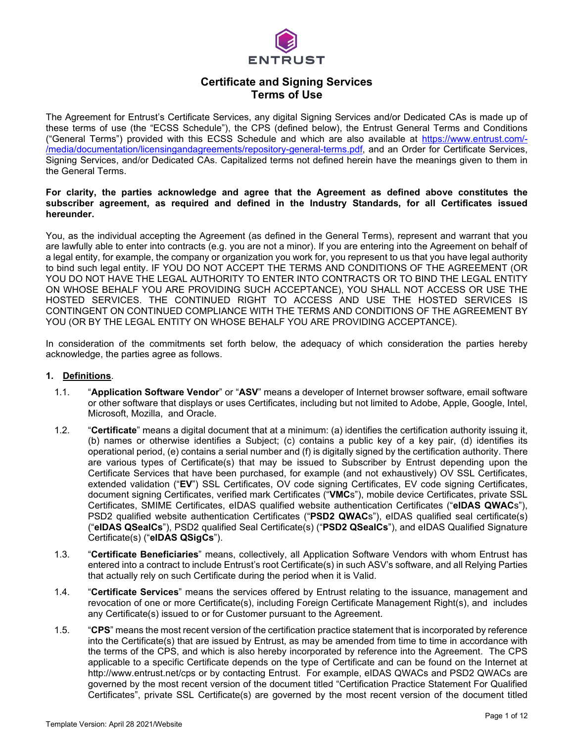# Certificate and Signing Services Terms of Use

The Agreement for Entrust's Certificate Services, any digital Signing Services and/or Dedicated CAs is made up of these terms of use (the "ECSS Schedule"), the CPS (defined below), the Entrust General Terms and Conditions ("General Terms") provided with this ECSS Schedule and which are also available at https://www.entrust.com/-/media/documentation/licensingandagreements/repository-general-terms.pdf, and an Order for Certificate Services, Signing Services, and/or Dedicated CAs. Capitalized terms not defined herein have the meanings given to them in the General Terms.

**For clarity, the parties acknowledge and agree that the Agreement as defined above constitutes the subscriber agreement, as required and defined in the Industry Standards, for all Certificates issued hereunder.**

You, as the individual accepting the Agreement (as defined in the General Terms), represent and warrant that you are lawfully able to enter into contracts (e.g. you are not a minor). If you are entering into the Agreement on behalf of a legal entity, for example, the company or organization you work for, you represent to us that you have legal authority to bind such legal entity. IF YOU DO NOT ACCEPT THE TERMS AND CONDITIONS OF THE AGREEMENT (OR YOU DO NOT HAVE THE LEGAL AUTHORITY TO ENTER INTO CONTRACTS OR TO BIND THE LEGAL ENTITY ON WHOSE BEHALF YOU ARE PROVIDING SUCH ACCEPTANCE), YOU SHALL NOT ACCESS OR USE THE HOSTED SERVICES. THE CONTINUED RIGHT TO ACCESS AND USE THE HOSTED SERVICES IS CONTINGENT ON CONTINUED COMPLIANCE WITH THE TERMS AND CONDITIONS OF THE AGREEMENT BY YOU (OR BY THE LEGAL ENTITY ON WHOSE BEHALF YOU ARE PROVIDING ACCEPTANCE).

In consideration of the commitments set forth below, the adequacy of which consideration the parties hereby acknowledge, the parties agree as follows.

## 1. Definitions.

1.1. "**Application Software Vendor**" or "**ASV**" means a developer of Internet browser software, email software or other software that displays or uses Certificates, including but not limited to Adobe, Apple, Google, Intel, Microsoft, Mozilla, and Oracle.

1.2. "**Certificate**" means a digital document that at a minimum: (a) identifies the certification authority issuing it, (b) names or otherwise identifies a Subject; (c) contains a public key of a key pair, (d) identifies its operational period, (e) contains a serial number and (f) is digitally signed by the certification authority. There are various types of Certificate(s) that may be issued to Subscriber by Entrust depending upon the Certificate Services that have been purchased, for example (and not exhaustively) OV SSL Certificates, extended validation ("**EV**") SSL Certificates, OV code signing Certificates, EV code signing Certificates, document signing Certificates, verified mark Certificates ("**VMC**s"), mobile device Certificates, private SSL Certificates, SMIME Certificates, eIDAS qualified website authentication Certificates ("**eIDAS QWAC**s"), PSD2 qualified website authentication Certificates ("**PSD2 QWAC**s"), eIDAS qualified seal certificate(s) ("**eIDAS QSealCs**"), PSD2 qualified Seal Certificate(s) ("**PSD2 QSealCs**"), and eIDAS Qualified Signature Certificate(s) ("**eIDAS QSigCs**").

1.3. "**Certificate Beneficiaries**" means, collectively, all Application Software Vendors with whom Entrust has entered into a contract to include Entrust's root Certificate(s) in such ASV's software, and all Relying Parties that actually rely on such Certificate during the period when it is Valid.

1.4. "**Certificate Services**" means the services offered by Entrust relating to the issuance, management and revocation of one or more Certificate(s), including Foreign Certificate Management Right(s), and includes any Certificate(s) issued to or for Customer pursuant to the Agreement.

1.5. "**CPS**" means the most recent version of the certification practice statement that is incorporated by reference into the Certificate(s) that are issued by Entrust, as may be amended from time to time in accordance with the terms of the CPS, and which is also hereby incorporated by reference into the Agreement. The CPS applicable to a specific Certificate depends on the type of Certificate and can be found on the Internet at http://www.entrust.net/cps or by contacting Entrust. For example, eIDAS QWACs and PSD2 QWACs are governed by the most recent version of the document titled "Certification Practice Statement For Qualified Certificates", private SSL Certificate(s) are governed by the most recent version of the document titled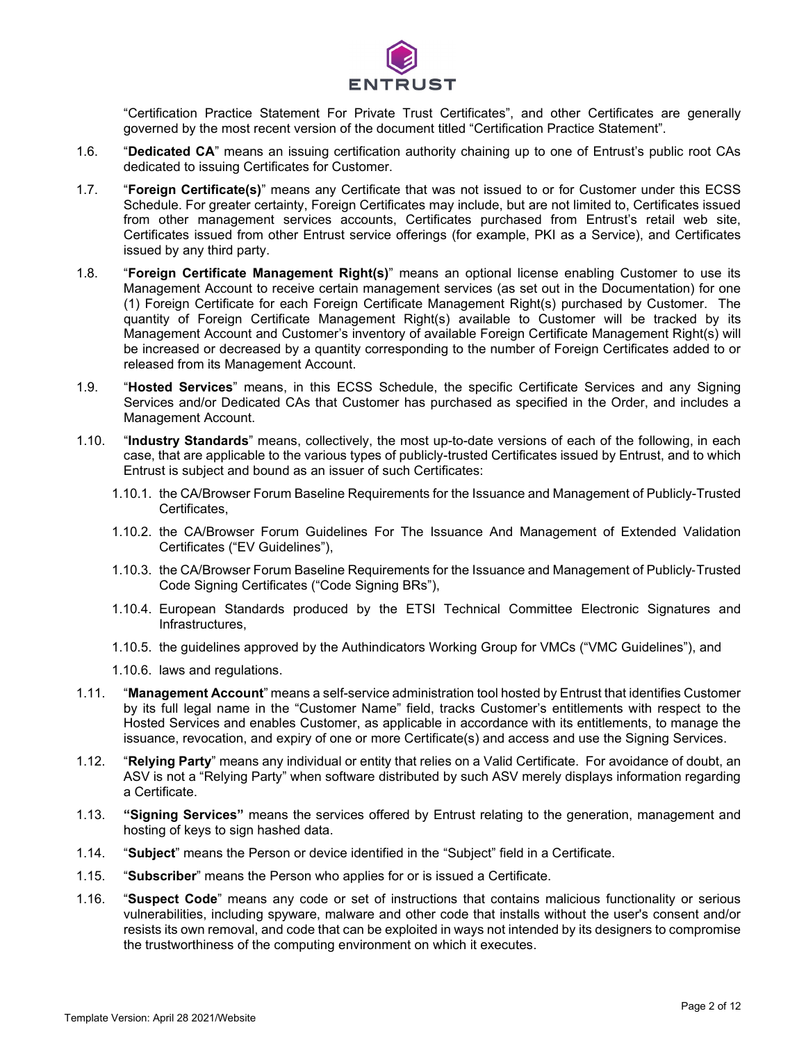"Certification Practice Statement For Private Trust Certificates", and other Certificates are generally governed by the most recent version of the document titled "Certification Practice Statement".

1.6. "**Dedicated CA**" means an issuing certification authority chaining up to one of Entrust's public root CAs dedicated to issuing Certificates for Customer.

1.7. "**Foreign Certificate(s)**" means any Certificate that was not issued to or for Customer under this ECSS Schedule. For greater certainty, Foreign Certificates may include, but are not limited to, Certificates issued from other management services accounts, Certificates purchased from Entrust's retail web site, Certificates issued from other Entrust service offerings (for example, PKI as a Service), and Certificates issued by any third party.

1.8. "**Foreign Certificate Management Right(s)**" means an optional license enabling Customer to use its Management Account to receive certain management services (as set out in the Documentation) for one (1) Foreign Certificate for each Foreign Certificate Management Right(s) purchased by Customer. The quantity of Foreign Certificate Management Right(s) available to Customer will be tracked by its Management Account and Customer's inventory of available Foreign Certificate Management Right(s) will be increased or decreased by a quantity corresponding to the number of Foreign Certificates added to or released from its Management Account.

1.9. "**Hosted Services**" means, in this ECSS Schedule, the specific Certificate Services and any Signing Services and/or Dedicated CAs that Customer has purchased as specified in the Order, and includes a Management Account.

1.10. "**Industry Standards**" means, collectively, the most up-to-date versions of each of the following, in each case, that are applicable to the various types of publicly-trusted Certificates issued by Entrust, and to which Entrust is subject and bound as an issuer of such Certificates:

1.10.1. the CA/Browser Forum Baseline Requirements for the Issuance and Management of Publicly-Trusted Certificates,

1.10.2. the CA/Browser Forum Guidelines For The Issuance And Management of Extended Validation Certificates ("EV Guidelines"),

1.10.3. the CA/Browser Forum Baseline Requirements for the Issuance and Management of Publicly-Trusted Code Signing Certificates ("Code Signing BRs"),

1.10.4. European Standards produced by the ETSI Technical Committee Electronic Signatures and Infrastructures,

1.10.5. the guidelines approved by the Authindicators Working Group for VMCs ("VMC Guidelines"), and

1.10.6. laws and regulations.

1.11. "**Management Account**" means a self-service administration tool hosted by Entrust that identifies Customer by its full legal name in the "Customer Name" field, tracks Customer's entitlements with respect to the Hosted Services and enables Customer, as applicable in accordance with its entitlements, to manage the issuance, revocation, and expiry of one or more Certificate(s) and access and use the Signing Services.

1.12. "**Relying Party**" means any individual or entity that relies on a Valid Certificate. For avoidance of doubt, an ASV is not a "Relying Party" when software distributed by such ASV merely displays information regarding a Certificate.

1.13. **"Signing Services"** means the services offered by Entrust relating to the generation, management and hosting of keys to sign hashed data.

1.14. "**Subject**" means the Person or device identified in the "Subject" field in a Certificate.

1.15. "**Subscriber**" means the Person who applies for or is issued a Certificate.

1.16. "**Suspect Code**" means any code or set of instructions that contains malicious functionality or serious vulnerabilities, including spyware, malware and other code that installs without the user's consent and/or resists its own removal, and code that can be exploited in ways not intended by its designers to compromise the trustworthiness of the computing environment on which it executes.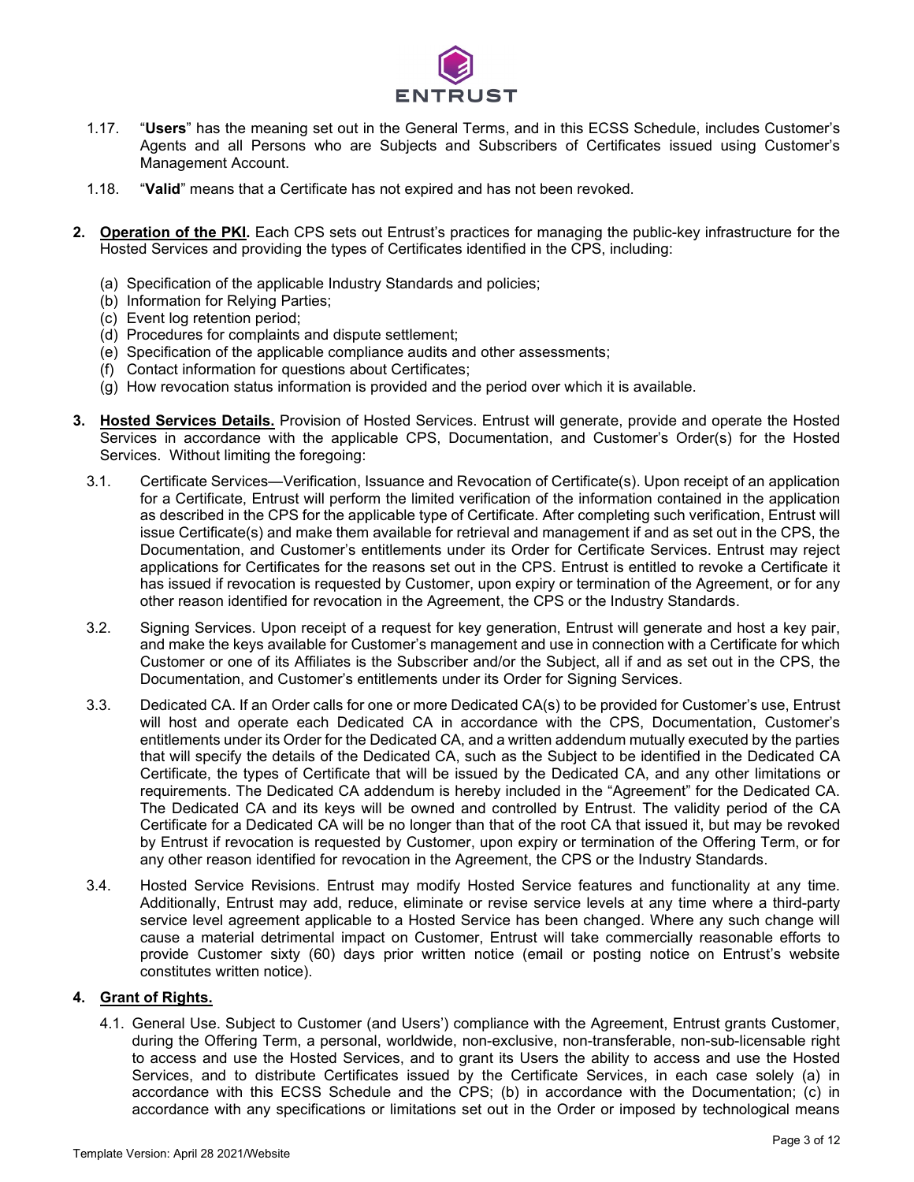1.17. "**Users**" has the meaning set out in the General Terms, and in this ECSS Schedule, includes Customer's Agents and all Persons who are Subjects and Subscribers of Certificates issued using Customer's Management Account.

1.18. "**Valid**" means that a Certificate has not expired and has not been revoked.

**2. Operation of the PKI.** Each CPS sets out Entrust's practices for managing the public-key infrastructure for the Hosted Services and providing the types of Certificates identified in the CPS, including:

(a) Specification of the applicable Industry Standards and policies;
(b) Information for Relying Parties;
(c) Event log retention period;
(d) Procedures for complaints and dispute settlement;
(e) Specification of the applicable compliance audits and other assessments;
(f) Contact information for questions about Certificates;
(g) How revocation status information is provided and the period over which it is available.

**3. Hosted Services Details.** Provision of Hosted Services. Entrust will generate, provide and operate the Hosted Services in accordance with the applicable CPS, Documentation, and Customer's Order(s) for the Hosted Services. Without limiting the foregoing:

3.1. Certificate Services—Verification, Issuance and Revocation of Certificate(s). Upon receipt of an application for a Certificate, Entrust will perform the limited verification of the information contained in the application as described in the CPS for the applicable type of Certificate. After completing such verification, Entrust will issue Certificate(s) and make them available for retrieval and management if and as set out in the CPS, the Documentation, and Customer's entitlements under its Order for Certificate Services. Entrust may reject applications for Certificates for the reasons set out in the CPS. Entrust is entitled to revoke a Certificate it has issued if revocation is requested by Customer, upon expiry or termination of the Agreement, or for any other reason identified for revocation in the Agreement, the CPS or the Industry Standards.

3.2. Signing Services. Upon receipt of a request for key generation, Entrust will generate and host a key pair, and make the keys available for Customer's management and use in connection with a Certificate for which Customer or one of its Affiliates is the Subscriber and/or the Subject, all if and as set out in the CPS, the Documentation, and Customer's entitlements under its Order for Signing Services.

3.3. Dedicated CA. If an Order calls for one or more Dedicated CA(s) to be provided for Customer's use, Entrust will host and operate each Dedicated CA in accordance with the CPS, Documentation, Customer's entitlements under its Order for the Dedicated CA, and a written addendum mutually executed by the parties that will specify the details of the Dedicated CA, such as the Subject to be identified in the Dedicated CA Certificate, the types of Certificate that will be issued by the Dedicated CA, and any other limitations or requirements. The Dedicated CA addendum is hereby included in the "Agreement" for the Dedicated CA. The Dedicated CA and its keys will be owned and controlled by Entrust. The validity period of the CA Certificate for a Dedicated CA will be no longer than that of the root CA that issued it, but may be revoked by Entrust if revocation is requested by Customer, upon expiry or termination of the Offering Term, or for any other reason identified for revocation in the Agreement, the CPS or the Industry Standards.

3.4. Hosted Service Revisions. Entrust may modify Hosted Service features and functionality at any time. Additionally, Entrust may add, reduce, eliminate or revise service levels at any time where a third-party service level agreement applicable to a Hosted Service has been changed. Where any such change will cause a material detrimental impact on Customer, Entrust will take commercially reasonable efforts to provide Customer sixty (60) days prior written notice (email or posting notice on Entrust's website constitutes written notice).

**4. Grant of Rights.**

4.1. General Use. Subject to Customer (and Users') compliance with the Agreement, Entrust grants Customer, during the Offering Term, a personal, worldwide, non-exclusive, non-transferable, non-sub-licensable right to access and use the Hosted Services, and to grant its Users the ability to access and use the Hosted Services, and to distribute Certificates issued by the Certificate Services, in each case solely (a) in accordance with this ECSS Schedule and the CPS; (b) in accordance with the Documentation; (c) in accordance with any specifications or limitations set out in the Order or imposed by technological means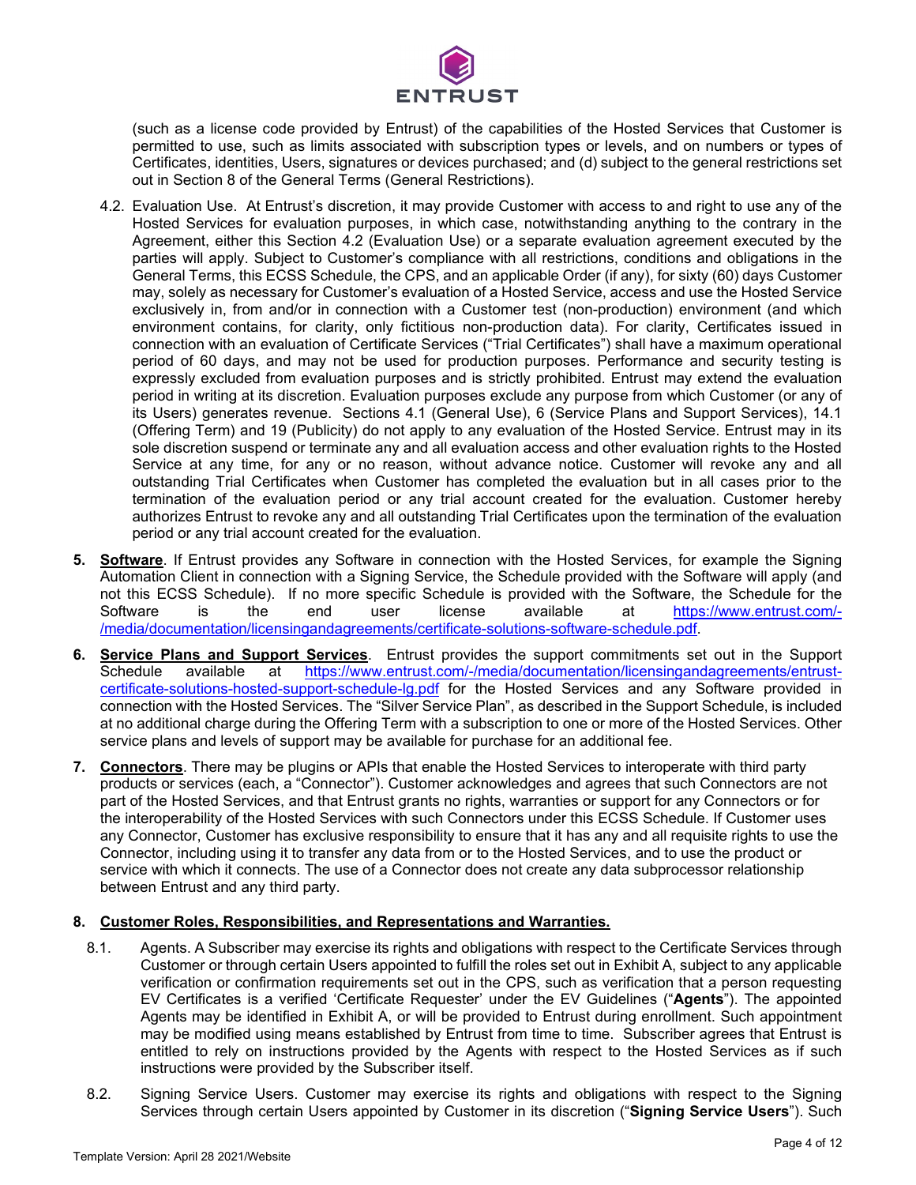(such as a license code provided by Entrust) of the capabilities of the Hosted Services that Customer is permitted to use, such as limits associated with subscription types or levels, and on numbers or types of Certificates, identities, Users, signatures or devices purchased; and (d) subject to the general restrictions set out in Section 8 of the General Terms (General Restrictions).

4.2. Evaluation Use. At Entrust's discretion, it may provide Customer with access to and right to use any of the Hosted Services for evaluation purposes, in which case, notwithstanding anything to the contrary in the Agreement, either this Section 4.2 (Evaluation Use) or a separate evaluation agreement executed by the parties will apply. Subject to Customer's compliance with all restrictions, conditions and obligations in the General Terms, this ECSS Schedule, the CPS, and an applicable Order (if any), for sixty (60) days Customer may, solely as necessary for Customer's evaluation of a Hosted Service, access and use the Hosted Service exclusively in, from and/or in connection with a Customer test (non-production) environment (and which environment contains, for clarity, only fictitious non-production data). For clarity, Certificates issued in connection with an evaluation of Certificate Services ("Trial Certificates") shall have a maximum operational period of 60 days, and may not be used for production purposes. Performance and security testing is expressly excluded from evaluation purposes and is strictly prohibited. Entrust may extend the evaluation period in writing at its discretion. Evaluation purposes exclude any purpose from which Customer (or any of its Users) generates revenue. Sections 4.1 (General Use), 6 (Service Plans and Support Services), 14.1 (Offering Term) and 19 (Publicity) do not apply to any evaluation of the Hosted Service. Entrust may in its sole discretion suspend or terminate any and all evaluation access and other evaluation rights to the Hosted Service at any time, for any or no reason, without advance notice. Customer will revoke any and all outstanding Trial Certificates when Customer has completed the evaluation but in all cases prior to the termination of the evaluation period or any trial account created for the evaluation. Customer hereby authorizes Entrust to revoke any and all outstanding Trial Certificates upon the termination of the evaluation period or any trial account created for the evaluation.

5. **Software**. If Entrust provides any Software in connection with the Hosted Services, for example the Signing Automation Client in connection with a Signing Service, the Schedule provided with the Software will apply (and not this ECSS Schedule). If no more specific Schedule is provided with the Software, the Schedule for the Software is the end user license available at https://www.entrust.com/-/media/documentation/licensingandagreements/certificate-solutions-software-schedule.pdf.

6. **Service Plans and Support Services**. Entrust provides the support commitments set out in the Support Schedule available at https://www.entrust.com/-/media/documentation/licensingandagreements/entrust-certificate-solutions-hosted-support-schedule-lg.pdf for the Hosted Services and any Software provided in connection with the Hosted Services. The "Silver Service Plan", as described in the Support Schedule, is included at no additional charge during the Offering Term with a subscription to one or more of the Hosted Services. Other service plans and levels of support may be available for purchase for an additional fee.

7. **Connectors**. There may be plugins or APIs that enable the Hosted Services to interoperate with third party products or services (each, a "Connector"). Customer acknowledges and agrees that such Connectors are not part of the Hosted Services, and that Entrust grants no rights, warranties or support for any Connectors or for the interoperability of the Hosted Services with such Connectors under this ECSS Schedule. If Customer uses any Connector, Customer has exclusive responsibility to ensure that it has any and all requisite rights to use the Connector, including using it to transfer any data from or to the Hosted Services, and to use the product or service with which it connects. The use of a Connector does not create any data subprocessor relationship between Entrust and any third party.

8. **Customer Roles, Responsibilities, and Representations and Warranties.**

8.1. Agents. A Subscriber may exercise its rights and obligations with respect to the Certificate Services through Customer or through certain Users appointed to fulfill the roles set out in Exhibit A, subject to any applicable verification or confirmation requirements set out in the CPS, such as verification that a person requesting EV Certificates is a verified 'Certificate Requester' under the EV Guidelines ("**Agents**"). The appointed Agents may be identified in Exhibit A, or will be provided to Entrust during enrollment. Such appointment may be modified using means established by Entrust from time to time. Subscriber agrees that Entrust is entitled to rely on instructions provided by the Agents with respect to the Hosted Services as if such instructions were provided by the Subscriber itself.

8.2. Signing Service Users. Customer may exercise its rights and obligations with respect to the Signing Services through certain Users appointed by Customer in its discretion ("**Signing Service Users**"). Such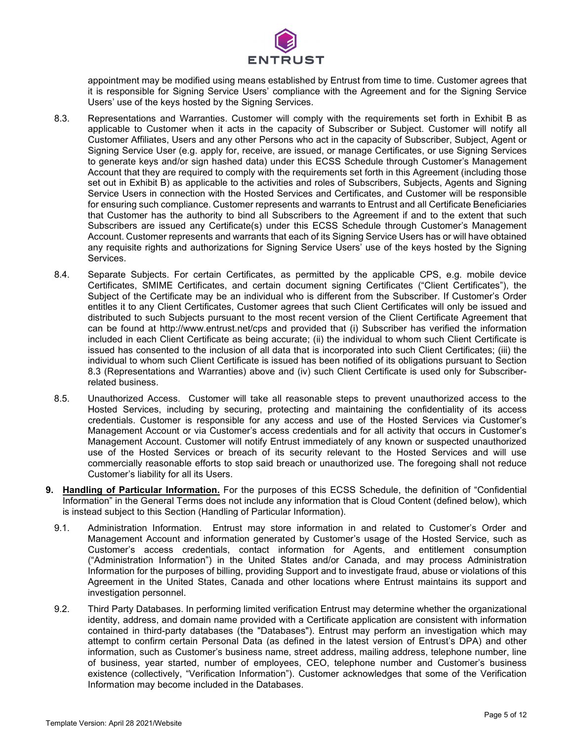appointment may be modified using means established by Entrust from time to time. Customer agrees that it is responsible for Signing Service Users' compliance with the Agreement and for the Signing Service Users' use of the keys hosted by the Signing Services.

8.3. Representations and Warranties. Customer will comply with the requirements set forth in Exhibit B as applicable to Customer when it acts in the capacity of Subscriber or Subject. Customer will notify all Customer Affiliates, Users and any other Persons who act in the capacity of Subscriber, Subject, Agent or Signing Service User (e.g. apply for, receive, are issued, or manage Certificates, or use Signing Services to generate keys and/or sign hashed data) under this ECSS Schedule through Customer's Management Account that they are required to comply with the requirements set forth in this Agreement (including those set out in Exhibit B) as applicable to the activities and roles of Subscribers, Subjects, Agents and Signing Service Users in connection with the Hosted Services and Certificates, and Customer will be responsible for ensuring such compliance. Customer represents and warrants to Entrust and all Certificate Beneficiaries that Customer has the authority to bind all Subscribers to the Agreement if and to the extent that such Subscribers are issued any Certificate(s) under this ECSS Schedule through Customer's Management Account. Customer represents and warrants that each of its Signing Service Users has or will have obtained any requisite rights and authorizations for Signing Service Users' use of the keys hosted by the Signing Services.

8.4. Separate Subjects. For certain Certificates, as permitted by the applicable CPS, e.g. mobile device Certificates, SMIME Certificates, and certain document signing Certificates ("Client Certificates"), the Subject of the Certificate may be an individual who is different from the Subscriber. If Customer's Order entitles it to any Client Certificates, Customer agrees that such Client Certificates will only be issued and distributed to such Subjects pursuant to the most recent version of the Client Certificate Agreement that can be found at http://www.entrust.net/cps and provided that (i) Subscriber has verified the information included in each Client Certificate as being accurate; (ii) the individual to whom such Client Certificate is issued has consented to the inclusion of all data that is incorporated into such Client Certificates; (iii) the individual to whom such Client Certificate is issued has been notified of its obligations pursuant to Section 8.3 (Representations and Warranties) above and (iv) such Client Certificate is used only for Subscriber-related business.

8.5. Unauthorized Access. Customer will take all reasonable steps to prevent unauthorized access to the Hosted Services, including by securing, protecting and maintaining the confidentiality of its access credentials. Customer is responsible for any access and use of the Hosted Services via Customer's Management Account or via Customer's access credentials and for all activity that occurs in Customer's Management Account. Customer will notify Entrust immediately of any known or suspected unauthorized use of the Hosted Services or breach of its security relevant to the Hosted Services and will use commercially reasonable efforts to stop said breach or unauthorized use. The foregoing shall not reduce Customer's liability for all its Users.

**9. Handling of Particular Information.** For the purposes of this ECSS Schedule, the definition of "Confidential Information" in the General Terms does not include any information that is Cloud Content (defined below), which is instead subject to this Section (Handling of Particular Information).

9.1. Administration Information. Entrust may store information in and related to Customer's Order and Management Account and information generated by Customer's usage of the Hosted Service, such as Customer's access credentials, contact information for Agents, and entitlement consumption ("Administration Information") in the United States and/or Canada, and may process Administration Information for the purposes of billing, providing Support and to investigate fraud, abuse or violations of this Agreement in the United States, Canada and other locations where Entrust maintains its support and investigation personnel.

9.2. Third Party Databases. In performing limited verification Entrust may determine whether the organizational identity, address, and domain name provided with a Certificate application are consistent with information contained in third-party databases (the "Databases"). Entrust may perform an investigation which may attempt to confirm certain Personal Data (as defined in the latest version of Entrust's DPA) and other information, such as Customer's business name, street address, mailing address, telephone number, line of business, year started, number of employees, CEO, telephone number and Customer's business existence (collectively, "Verification Information"). Customer acknowledges that some of the Verification Information may become included in the Databases.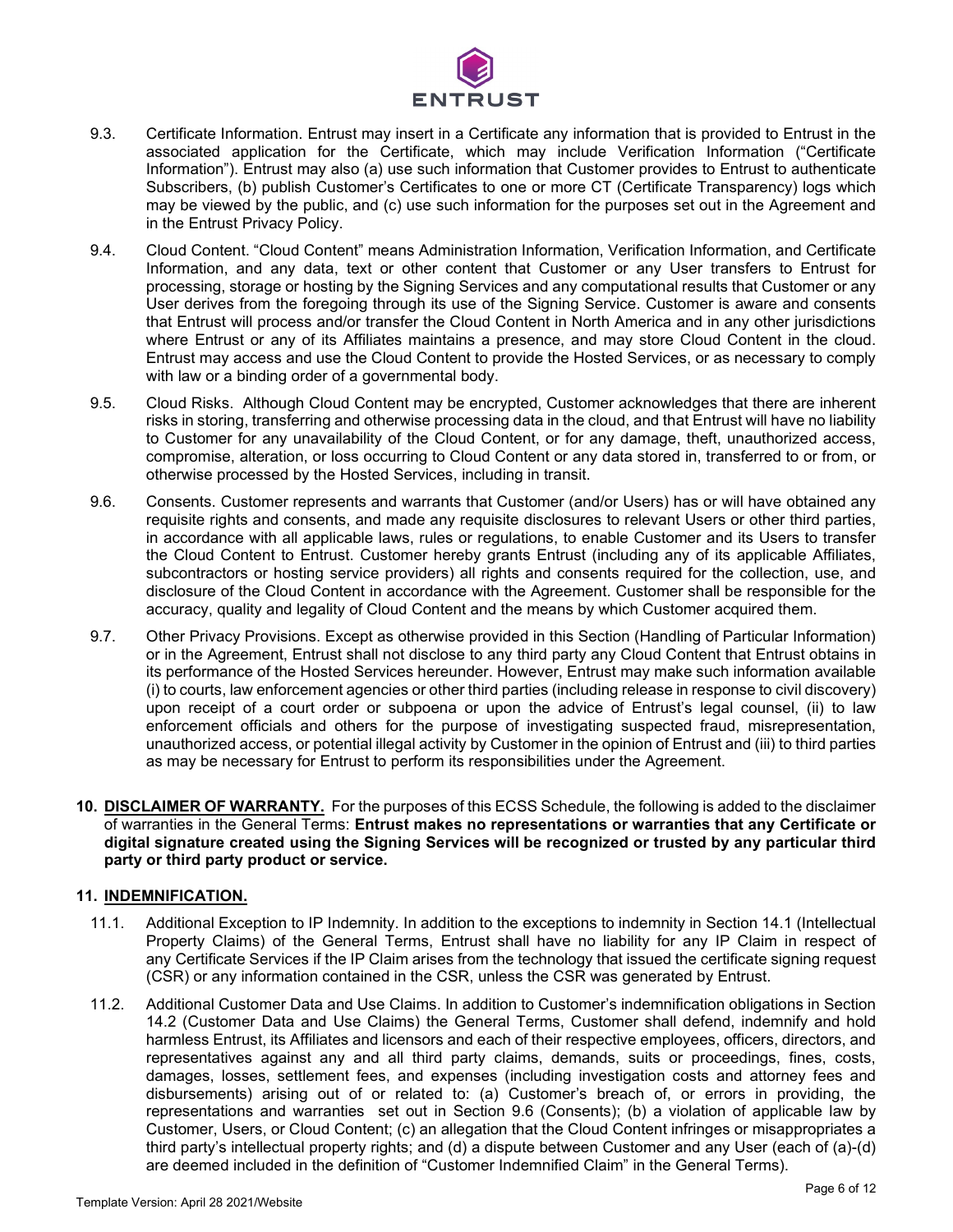9.3. Certificate Information. Entrust may insert in a Certificate any information that is provided to Entrust in the associated application for the Certificate, which may include Verification Information ("Certificate Information"). Entrust may also (a) use such information that Customer provides to Entrust to authenticate Subscribers, (b) publish Customer's Certificates to one or more CT (Certificate Transparency) logs which may be viewed by the public, and (c) use such information for the purposes set out in the Agreement and in the Entrust Privacy Policy.

9.4. Cloud Content. "Cloud Content" means Administration Information, Verification Information, and Certificate Information, and any data, text or other content that Customer or any User transfers to Entrust for processing, storage or hosting by the Signing Services and any computational results that Customer or any User derives from the foregoing through its use of the Signing Service. Customer is aware and consents that Entrust will process and/or transfer the Cloud Content in North America and in any other jurisdictions where Entrust or any of its Affiliates maintains a presence, and may store Cloud Content in the cloud. Entrust may access and use the Cloud Content to provide the Hosted Services, or as necessary to comply with law or a binding order of a governmental body.

9.5. Cloud Risks. Although Cloud Content may be encrypted, Customer acknowledges that there are inherent risks in storing, transferring and otherwise processing data in the cloud, and that Entrust will have no liability to Customer for any unavailability of the Cloud Content, or for any damage, theft, unauthorized access, compromise, alteration, or loss occurring to Cloud Content or any data stored in, transferred to or from, or otherwise processed by the Hosted Services, including in transit.

9.6. Consents. Customer represents and warrants that Customer (and/or Users) has or will have obtained any requisite rights and consents, and made any requisite disclosures to relevant Users or other third parties, in accordance with all applicable laws, rules or regulations, to enable Customer and its Users to transfer the Cloud Content to Entrust. Customer hereby grants Entrust (including any of its applicable Affiliates, subcontractors or hosting service providers) all rights and consents required for the collection, use, and disclosure of the Cloud Content in accordance with the Agreement. Customer shall be responsible for the accuracy, quality and legality of Cloud Content and the means by which Customer acquired them.

9.7. Other Privacy Provisions. Except as otherwise provided in this Section (Handling of Particular Information) or in the Agreement, Entrust shall not disclose to any third party any Cloud Content that Entrust obtains in its performance of the Hosted Services hereunder. However, Entrust may make such information available (i) to courts, law enforcement agencies or other third parties (including release in response to civil discovery) upon receipt of a court order or subpoena or upon the advice of Entrust's legal counsel, (ii) to law enforcement officials and others for the purpose of investigating suspected fraud, misrepresentation, unauthorized access, or potential illegal activity by Customer in the opinion of Entrust and (iii) to third parties as may be necessary for Entrust to perform its responsibilities under the Agreement.

**10. DISCLAIMER OF WARRANTY.** For the purposes of this ECSS Schedule, the following is added to the disclaimer of warranties in the General Terms: **Entrust makes no representations or warranties that any Certificate or digital signature created using the Signing Services will be recognized or trusted by any particular third party or third party product or service.**

**11. INDEMNIFICATION.**

11.1. Additional Exception to IP Indemnity. In addition to the exceptions to indemnity in Section 14.1 (Intellectual Property Claims) of the General Terms, Entrust shall have no liability for any IP Claim in respect of any Certificate Services if the IP Claim arises from the technology that issued the certificate signing request (CSR) or any information contained in the CSR, unless the CSR was generated by Entrust.

11.2. Additional Customer Data and Use Claims. In addition to Customer's indemnification obligations in Section 14.2 (Customer Data and Use Claims) the General Terms, Customer shall defend, indemnify and hold harmless Entrust, its Affiliates and licensors and each of their respective employees, officers, directors, and representatives against any and all third party claims, demands, suits or proceedings, fines, costs, damages, losses, settlement fees, and expenses (including investigation costs and attorney fees and disbursements) arising out of or related to: (a) Customer's breach of, or errors in providing, the representations and warranties set out in Section 9.6 (Consents); (b) a violation of applicable law by Customer, Users, or Cloud Content; (c) an allegation that the Cloud Content infringes or misappropriates a third party's intellectual property rights; and (d) a dispute between Customer and any User (each of (a)-(d) are deemed included in the definition of "Customer Indemnified Claim" in the General Terms).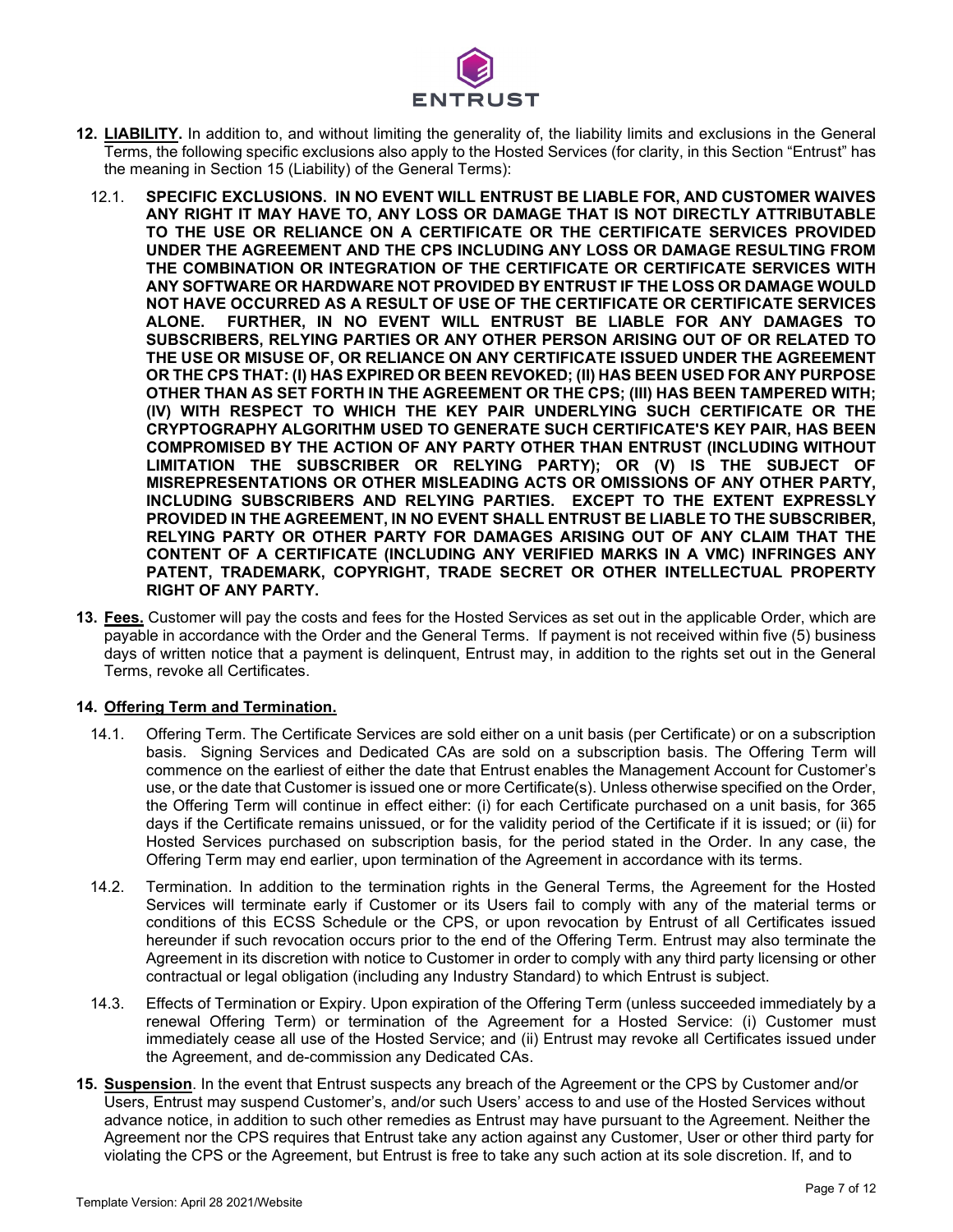12. **<u>LIABILITY</u>.** In addition to, and without limiting the generality of, the liability limits and exclusions in the General Terms, the following specific exclusions also apply to the Hosted Services (for clarity, in this Section "Entrust" has the meaning in Section 15 (Liability) of the General Terms):

    12.1. **SPECIFIC EXCLUSIONS. IN NO EVENT WILL ENTRUST BE LIABLE FOR, AND CUSTOMER WAIVES ANY RIGHT IT MAY HAVE TO, ANY LOSS OR DAMAGE THAT IS NOT DIRECTLY ATTRIBUTABLE TO THE USE OR RELIANCE ON A CERTIFICATE OR THE CERTIFICATE SERVICES PROVIDED UNDER THE AGREEMENT AND THE CPS INCLUDING ANY LOSS OR DAMAGE RESULTING FROM THE COMBINATION OR INTEGRATION OF THE CERTIFICATE OR CERTIFICATE SERVICES WITH ANY SOFTWARE OR HARDWARE NOT PROVIDED BY ENTRUST IF THE LOSS OR DAMAGE WOULD NOT HAVE OCCURRED AS A RESULT OF USE OF THE CERTIFICATE OR CERTIFICATE SERVICES ALONE. FURTHER, IN NO EVENT WILL ENTRUST BE LIABLE FOR ANY DAMAGES TO SUBSCRIBERS, RELYING PARTIES OR ANY OTHER PERSON ARISING OUT OF OR RELATED TO THE USE OR MISUSE OF, OR RELIANCE ON ANY CERTIFICATE ISSUED UNDER THE AGREEMENT OR THE CPS THAT: (I) HAS EXPIRED OR BEEN REVOKED; (II) HAS BEEN USED FOR ANY PURPOSE OTHER THAN AS SET FORTH IN THE AGREEMENT OR THE CPS; (III) HAS BEEN TAMPERED WITH; (IV) WITH RESPECT TO WHICH THE KEY PAIR UNDERLYING SUCH CERTIFICATE OR THE CRYPTOGRAPHY ALGORITHM USED TO GENERATE SUCH CERTIFICATE'S KEY PAIR, HAS BEEN COMPROMISED BY THE ACTION OF ANY PARTY OTHER THAN ENTRUST (INCLUDING WITHOUT LIMITATION THE SUBSCRIBER OR RELYING PARTY); OR (V) IS THE SUBJECT OF MISREPRESENTATIONS OR OTHER MISLEADING ACTS OR OMISSIONS OF ANY OTHER PARTY, INCLUDING SUBSCRIBERS AND RELYING PARTIES. EXCEPT TO THE EXTENT EXPRESSLY PROVIDED IN THE AGREEMENT, IN NO EVENT SHALL ENTRUST BE LIABLE TO THE SUBSCRIBER, RELYING PARTY OR OTHER PARTY FOR DAMAGES ARISING OUT OF ANY CLAIM THAT THE CONTENT OF A CERTIFICATE (INCLUDING ANY VERIFIED MARKS IN A VMC) INFRINGES ANY PATENT, TRADEMARK, COPYRIGHT, TRADE SECRET OR OTHER INTELLECTUAL PROPERTY RIGHT OF ANY PARTY.**

13. **<u>Fees.</u>** Customer will pay the costs and fees for the Hosted Services as set out in the applicable Order, which are payable in accordance with the Order and the General Terms. If payment is not received within five (5) business days of written notice that a payment is delinquent, Entrust may, in addition to the rights set out in the General Terms, revoke all Certificates.

14. **<u>Offering Term and Termination.</u>**

    14.1. Offering Term. The Certificate Services are sold either on a unit basis (per Certificate) or on a subscription basis. Signing Services and Dedicated CAs are sold on a subscription basis. The Offering Term will commence on the earliest of either the date that Entrust enables the Management Account for Customer's use, or the date that Customer is issued one or more Certificate(s). Unless otherwise specified on the Order, the Offering Term will continue in effect either: (i) for each Certificate purchased on a unit basis, for 365 days if the Certificate remains unissued, or for the validity period of the Certificate if it is issued; or (ii) for Hosted Services purchased on subscription basis, for the period stated in the Order. In any case, the Offering Term may end earlier, upon termination of the Agreement in accordance with its terms.

    14.2. Termination. In addition to the termination rights in the General Terms, the Agreement for the Hosted Services will terminate early if Customer or its Users fail to comply with any of the material terms or conditions of this ECSS Schedule or the CPS, or upon revocation by Entrust of all Certificates issued hereunder if such revocation occurs prior to the end of the Offering Term. Entrust may also terminate the Agreement in its discretion with notice to Customer in order to comply with any third party licensing or other contractual or legal obligation (including any Industry Standard) to which Entrust is subject.

    14.3. Effects of Termination or Expiry. Upon expiration of the Offering Term (unless succeeded immediately by a renewal Offering Term) or termination of the Agreement for a Hosted Service: (i) Customer must immediately cease all use of the Hosted Service; and (ii) Entrust may revoke all Certificates issued under the Agreement, and de-commission any Dedicated CAs.

15. **<u>Suspension</u>**. In the event that Entrust suspects any breach of the Agreement or the CPS by Customer and/or Users, Entrust may suspend Customer's, and/or such Users' access to and use of the Hosted Services without advance notice, in addition to such other remedies as Entrust may have pursuant to the Agreement. Neither the Agreement nor the CPS requires that Entrust take any action against any Customer, User or other third party for violating the CPS or the Agreement, but Entrust is free to take any such action at its sole discretion. If, and to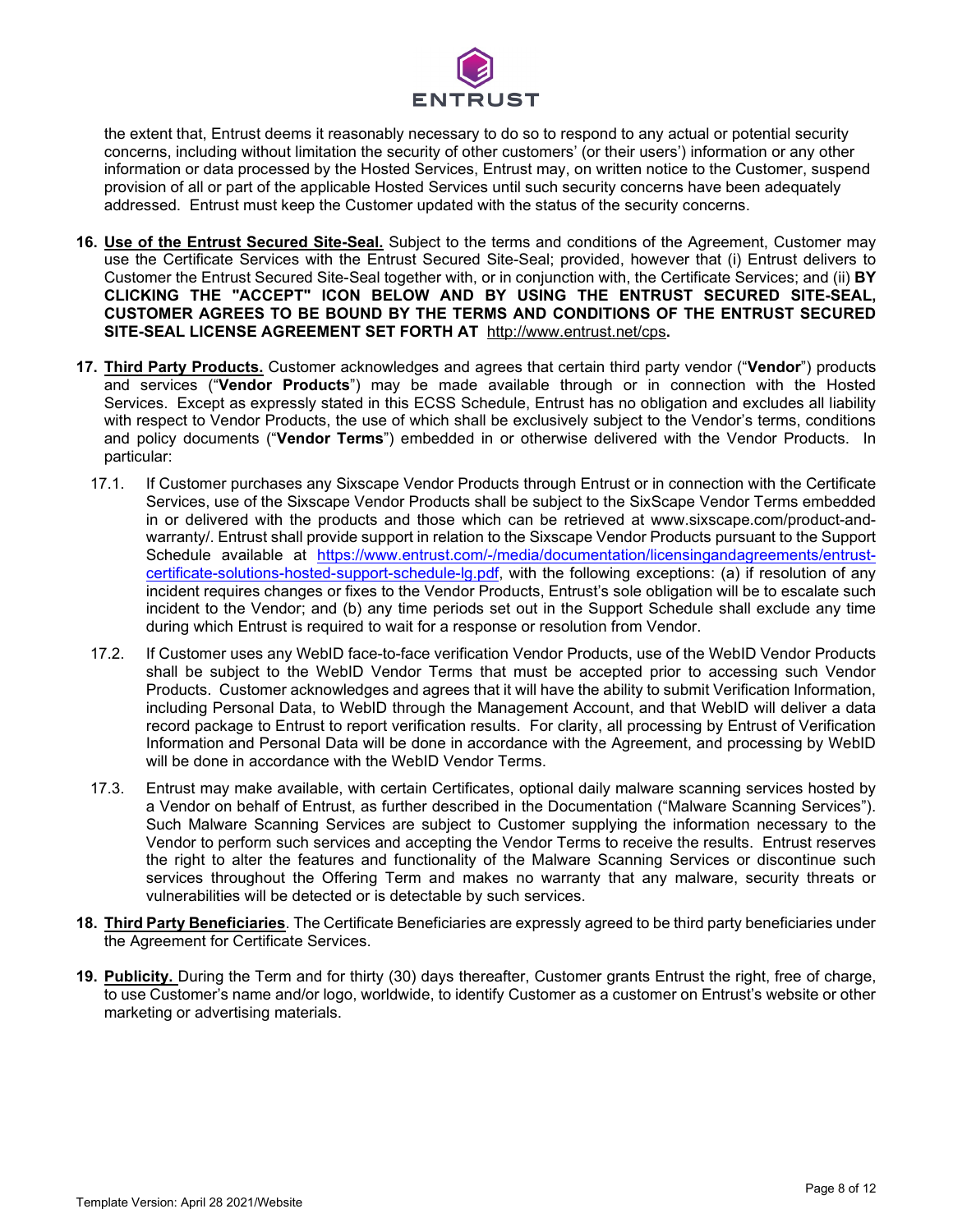the extent that, Entrust deems it reasonably necessary to do so to respond to any actual or potential security concerns, including without limitation the security of other customers' (or their users') information or any other information or data processed by the Hosted Services, Entrust may, on written notice to the Customer, suspend provision of all or part of the applicable Hosted Services until such security concerns have been adequately addressed. Entrust must keep the Customer updated with the status of the security concerns.

**16. Use of the Entrust Secured Site-Seal.** Subject to the terms and conditions of the Agreement, Customer may use the Certificate Services with the Entrust Secured Site-Seal; provided, however that (i) Entrust delivers to Customer the Entrust Secured Site-Seal together with, or in conjunction with, the Certificate Services; and (ii) **BY CLICKING THE "ACCEPT" ICON BELOW AND BY USING THE ENTRUST SECURED SITE-SEAL, CUSTOMER AGREES TO BE BOUND BY THE TERMS AND CONDITIONS OF THE ENTRUST SECURED SITE-SEAL LICENSE AGREEMENT SET FORTH AT** http://www.entrust.net/cps**.**

**17. Third Party Products.** Customer acknowledges and agrees that certain third party vendor ("**Vendor**") products and services ("**Vendor Products**") may be made available through or in connection with the Hosted Services. Except as expressly stated in this ECSS Schedule, Entrust has no obligation and excludes all liability with respect to Vendor Products, the use of which shall be exclusively subject to the Vendor's terms, conditions and policy documents ("**Vendor Terms**") embedded in or otherwise delivered with the Vendor Products. In particular:

17.1. If Customer purchases any Sixscape Vendor Products through Entrust or in connection with the Certificate Services, use of the Sixscape Vendor Products shall be subject to the SixScape Vendor Terms embedded in or delivered with the products and those which can be retrieved at www.sixscape.com/product-and-warranty/. Entrust shall provide support in relation to the Sixscape Vendor Products pursuant to the Support Schedule available at https://www.entrust.com/-/media/documentation/licensingandagreements/entrust-certificate-solutions-hosted-support-schedule-lg.pdf, with the following exceptions: (a) if resolution of any incident requires changes or fixes to the Vendor Products, Entrust's sole obligation will be to escalate such incident to the Vendor; and (b) any time periods set out in the Support Schedule shall exclude any time during which Entrust is required to wait for a response or resolution from Vendor.

17.2. If Customer uses any WebID face-to-face verification Vendor Products, use of the WebID Vendor Products shall be subject to the WebID Vendor Terms that must be accepted prior to accessing such Vendor Products. Customer acknowledges and agrees that it will have the ability to submit Verification Information, including Personal Data, to WebID through the Management Account, and that WebID will deliver a data record package to Entrust to report verification results. For clarity, all processing by Entrust of Verification Information and Personal Data will be done in accordance with the Agreement, and processing by WebID will be done in accordance with the WebID Vendor Terms.

17.3. Entrust may make available, with certain Certificates, optional daily malware scanning services hosted by a Vendor on behalf of Entrust, as further described in the Documentation ("Malware Scanning Services"). Such Malware Scanning Services are subject to Customer supplying the information necessary to the Vendor to perform such services and accepting the Vendor Terms to receive the results. Entrust reserves the right to alter the features and functionality of the Malware Scanning Services or discontinue such services throughout the Offering Term and makes no warranty that any malware, security threats or vulnerabilities will be detected or is detectable by such services.

**18. Third Party Beneficiaries**. The Certificate Beneficiaries are expressly agreed to be third party beneficiaries under the Agreement for Certificate Services.

**19. Publicity.** During the Term and for thirty (30) days thereafter, Customer grants Entrust the right, free of charge, to use Customer's name and/or logo, worldwide, to identify Customer as a customer on Entrust's website or other marketing or advertising materials.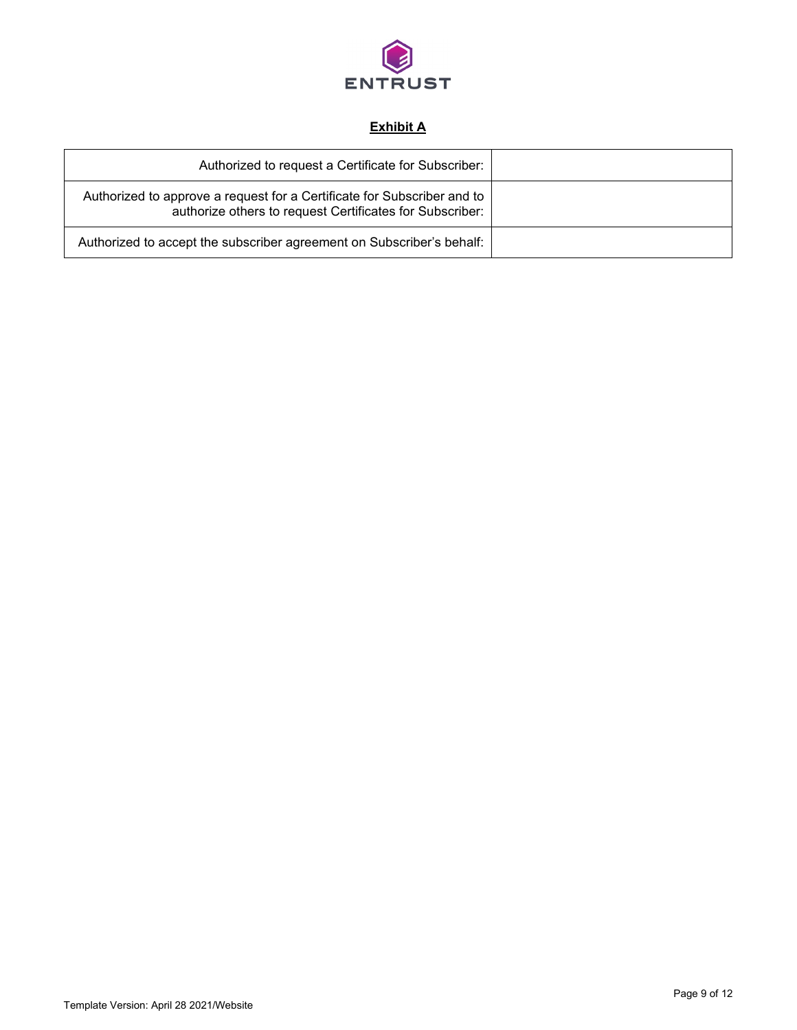## Exhibit A

| | |
|---|---|
| Authorized to request a Certificate for Subscriber: | |
| Authorized to approve a request for a Certificate for Subscriber and to authorize others to request Certificates for Subscriber: | |
| Authorized to accept the subscriber agreement on Subscriber's behalf: | |

Template Version: April 28 2021/Website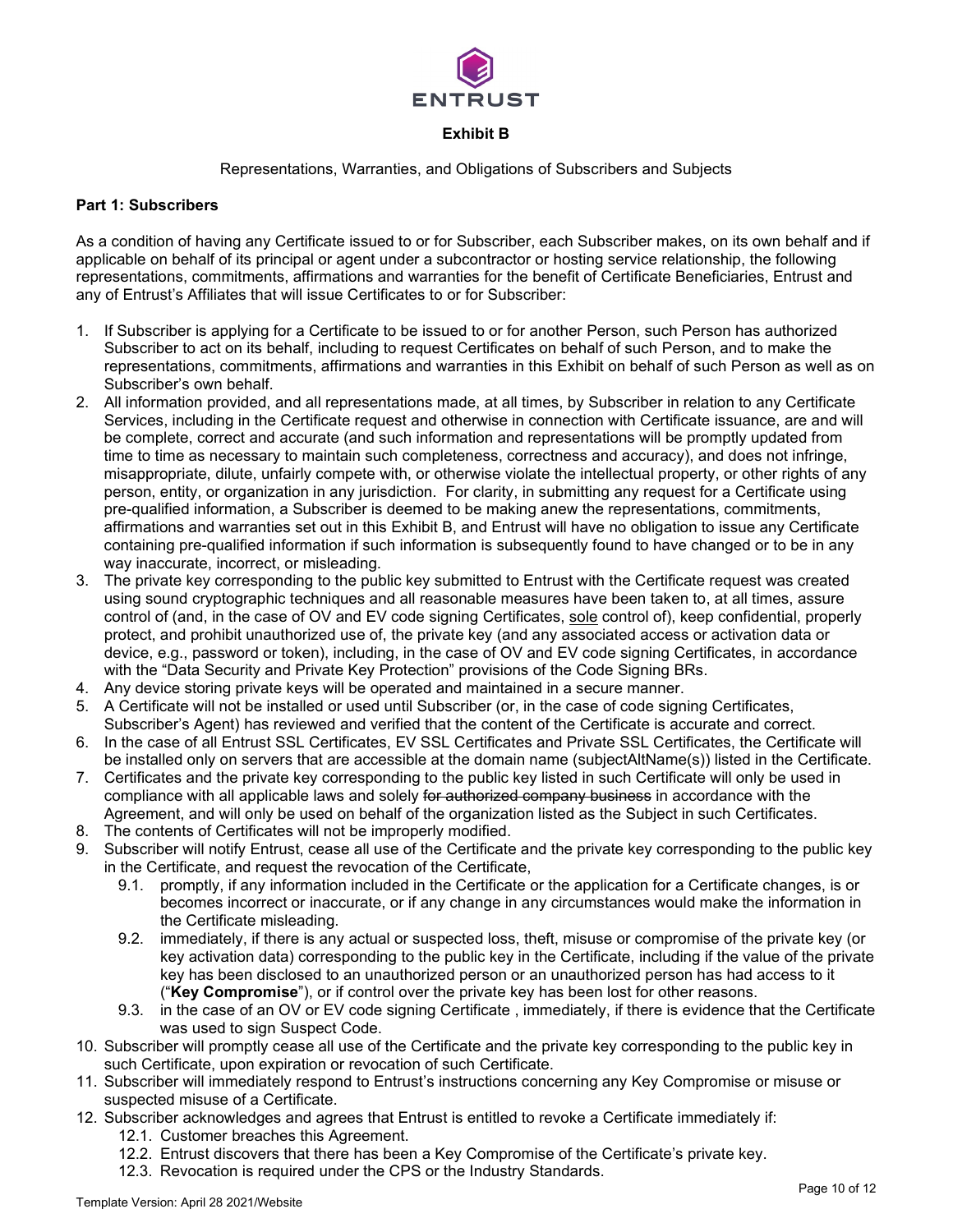**Exhibit B**

Representations, Warranties, and Obligations of Subscribers and Subjects

**Part 1: Subscribers**

As a condition of having any Certificate issued to or for Subscriber, each Subscriber makes, on its own behalf and if applicable on behalf of its principal or agent under a subcontractor or hosting service relationship, the following representations, commitments, affirmations and warranties for the benefit of Certificate Beneficiaries, Entrust and any of Entrust's Affiliates that will issue Certificates to or for Subscriber:

1. If Subscriber is applying for a Certificate to be issued to or for another Person, such Person has authorized Subscriber to act on its behalf, including to request Certificates on behalf of such Person, and to make the representations, commitments, affirmations and warranties in this Exhibit on behalf of such Person as well as on Subscriber's own behalf.
2. All information provided, and all representations made, at all times, by Subscriber in relation to any Certificate Services, including in the Certificate request and otherwise in connection with Certificate issuance, are and will be complete, correct and accurate (and such information and representations will be promptly updated from time to time as necessary to maintain such completeness, correctness and accuracy), and does not infringe, misappropriate, dilute, unfairly compete with, or otherwise violate the intellectual property, or other rights of any person, entity, or organization in any jurisdiction. For clarity, in submitting any request for a Certificate using pre-qualified information, a Subscriber is deemed to be making anew the representations, commitments, affirmations and warranties set out in this Exhibit B, and Entrust will have no obligation to issue any Certificate containing pre-qualified information if such information is subsequently found to have changed or to be in any way inaccurate, incorrect, or misleading.
3. The private key corresponding to the public key submitted to Entrust with the Certificate request was created using sound cryptographic techniques and all reasonable measures have been taken to, at all times, assure control of (and, in the case of OV and EV code signing Certificates, <u>sole</u> control of), keep confidential, properly protect, and prohibit unauthorized use of, the private key (and any associated access or activation data or device, e.g., password or token), including, in the case of OV and EV code signing Certificates, in accordance with the "Data Security and Private Key Protection" provisions of the Code Signing BRs.
4. Any device storing private keys will be operated and maintained in a secure manner.
5. A Certificate will not be installed or used until Subscriber (or, in the case of code signing Certificates, Subscriber's Agent) has reviewed and verified that the content of the Certificate is accurate and correct.
6. In the case of all Entrust SSL Certificates, EV SSL Certificates and Private SSL Certificates, the Certificate will be installed only on servers that are accessible at the domain name (subjectAltName(s)) listed in the Certificate.
7. Certificates and the private key corresponding to the public key listed in such Certificate will only be used in compliance with all applicable laws and solely ~~for authorized company business~~ in accordance with the Agreement, and will only be used on behalf of the organization listed as the Subject in such Certificates.
8. The contents of Certificates will not be improperly modified.
9. Subscriber will notify Entrust, cease all use of the Certificate and the private key corresponding to the public key in the Certificate, and request the revocation of the Certificate,
    9.1. promptly, if any information included in the Certificate or the application for a Certificate changes, is or becomes incorrect or inaccurate, or if any change in any circumstances would make the information in the Certificate misleading.
    9.2. immediately, if there is any actual or suspected loss, theft, misuse or compromise of the private key (or key activation data) corresponding to the public key in the Certificate, including if the value of the private key has been disclosed to an unauthorized person or an unauthorized person has had access to it ("**Key Compromise**"), or if control over the private key has been lost for other reasons.
    9.3. in the case of an OV or EV code signing Certificate , immediately, if there is evidence that the Certificate was used to sign Suspect Code.
10. Subscriber will promptly cease all use of the Certificate and the private key corresponding to the public key in such Certificate, upon expiration or revocation of such Certificate.
11. Subscriber will immediately respond to Entrust's instructions concerning any Key Compromise or misuse or suspected misuse of a Certificate.
12. Subscriber acknowledges and agrees that Entrust is entitled to revoke a Certificate immediately if:
    12.1. Customer breaches this Agreement.
    12.2. Entrust discovers that there has been a Key Compromise of the Certificate's private key.
    12.3. Revocation is required under the CPS or the Industry Standards.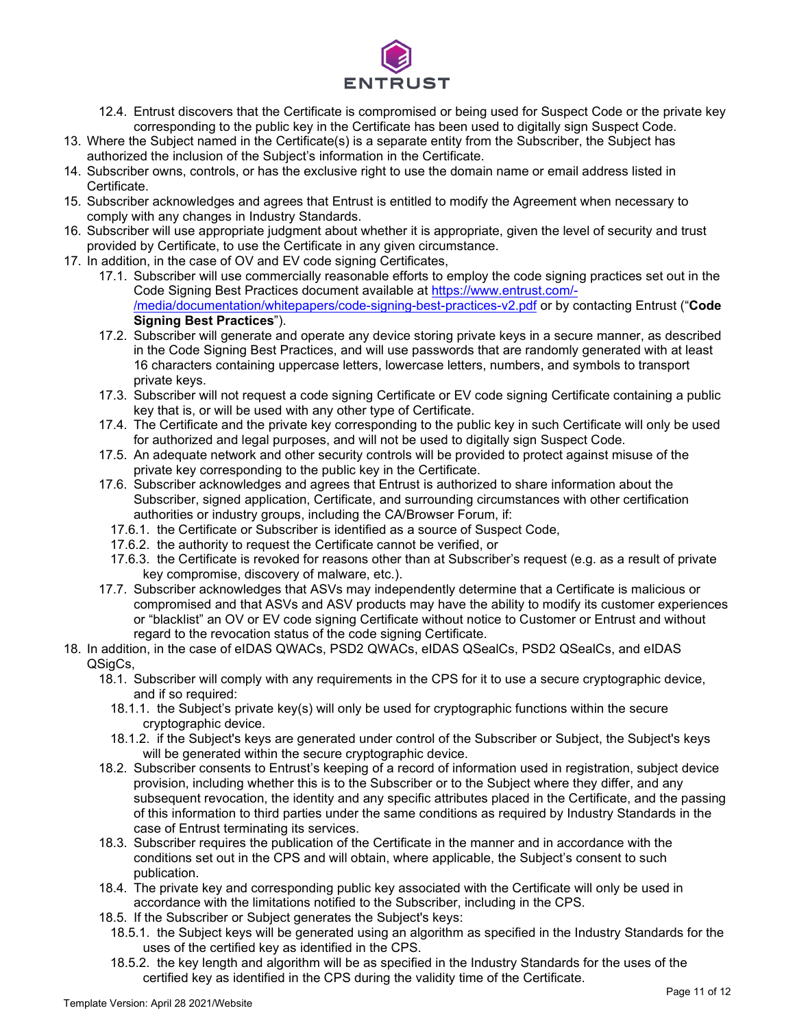12.4. Entrust discovers that the Certificate is compromised or being used for Suspect Code or the private key corresponding to the public key in the Certificate has been used to digitally sign Suspect Code.

13. Where the Subject named in the Certificate(s) is a separate entity from the Subscriber, the Subject has authorized the inclusion of the Subject's information in the Certificate.
14. Subscriber owns, controls, or has the exclusive right to use the domain name or email address listed in Certificate.
15. Subscriber acknowledges and agrees that Entrust is entitled to modify the Agreement when necessary to comply with any changes in Industry Standards.
16. Subscriber will use appropriate judgment about whether it is appropriate, given the level of security and trust provided by Certificate, to use the Certificate in any given circumstance.
17. In addition, in the case of OV and EV code signing Certificates,
    - 17.1. Subscriber will use commercially reasonable efforts to employ the code signing practices set out in the Code Signing Best Practices document available at [https://www.entrust.com/-/media/documentation/whitepapers/code-signing-best-practices-v2.pdf](https://www.entrust.com/-/media/documentation/whitepapers/code-signing-best-practices-v2.pdf) or by contacting Entrust ("**Code Signing Best Practices**").
    - 17.2. Subscriber will generate and operate any device storing private keys in a secure manner, as described in the Code Signing Best Practices, and will use passwords that are randomly generated with at least 16 characters containing uppercase letters, lowercase letters, numbers, and symbols to transport private keys.
    - 17.3. Subscriber will not request a code signing Certificate or EV code signing Certificate containing a public key that is, or will be used with any other type of Certificate.
    - 17.4. The Certificate and the private key corresponding to the public key in such Certificate will only be used for authorized and legal purposes, and will not be used to digitally sign Suspect Code.
    - 17.5. An adequate network and other security controls will be provided to protect against misuse of the private key corresponding to the public key in the Certificate.
    - 17.6. Subscriber acknowledges and agrees that Entrust is authorized to share information about the Subscriber, signed application, Certificate, and surrounding circumstances with other certification authorities or industry groups, including the CA/Browser Forum, if:
        - 17.6.1. the Certificate or Subscriber is identified as a source of Suspect Code,
        - 17.6.2. the authority to request the Certificate cannot be verified, or
        - 17.6.3. the Certificate is revoked for reasons other than at Subscriber's request (e.g. as a result of private key compromise, discovery of malware, etc.).
    - 17.7. Subscriber acknowledges that ASVs may independently determine that a Certificate is malicious or compromised and that ASVs and ASV products may have the ability to modify its customer experiences or "blacklist" an OV or EV code signing Certificate without notice to Customer or Entrust and without regard to the revocation status of the code signing Certificate.
18. In addition, in the case of eIDAS QWACs, PSD2 QWACs, eIDAS QSealCs, PSD2 QSealCs, and eIDAS QSigCs,
    - 18.1. Subscriber will comply with any requirements in the CPS for it to use a secure cryptographic device, and if so required:
        - 18.1.1. the Subject's private key(s) will only be used for cryptographic functions within the secure cryptographic device.
        - 18.1.2. if the Subject's keys are generated under control of the Subscriber or Subject, the Subject's keys will be generated within the secure cryptographic device.
    - 18.2. Subscriber consents to Entrust's keeping of a record of information used in registration, subject device provision, including whether this is to the Subscriber or to the Subject where they differ, and any subsequent revocation, the identity and any specific attributes placed in the Certificate, and the passing of this information to third parties under the same conditions as required by Industry Standards in the case of Entrust terminating its services.
    - 18.3. Subscriber requires the publication of the Certificate in the manner and in accordance with the conditions set out in the CPS and will obtain, where applicable, the Subject's consent to such publication.
    - 18.4. The private key and corresponding public key associated with the Certificate will only be used in accordance with the limitations notified to the Subscriber, including in the CPS.
    - 18.5. If the Subscriber or Subject generates the Subject's keys:
        - 18.5.1. the Subject keys will be generated using an algorithm as specified in the Industry Standards for the uses of the certified key as identified in the CPS.
        - 18.5.2. the key length and algorithm will be as specified in the Industry Standards for the uses of the certified key as identified in the CPS during the validity time of the Certificate.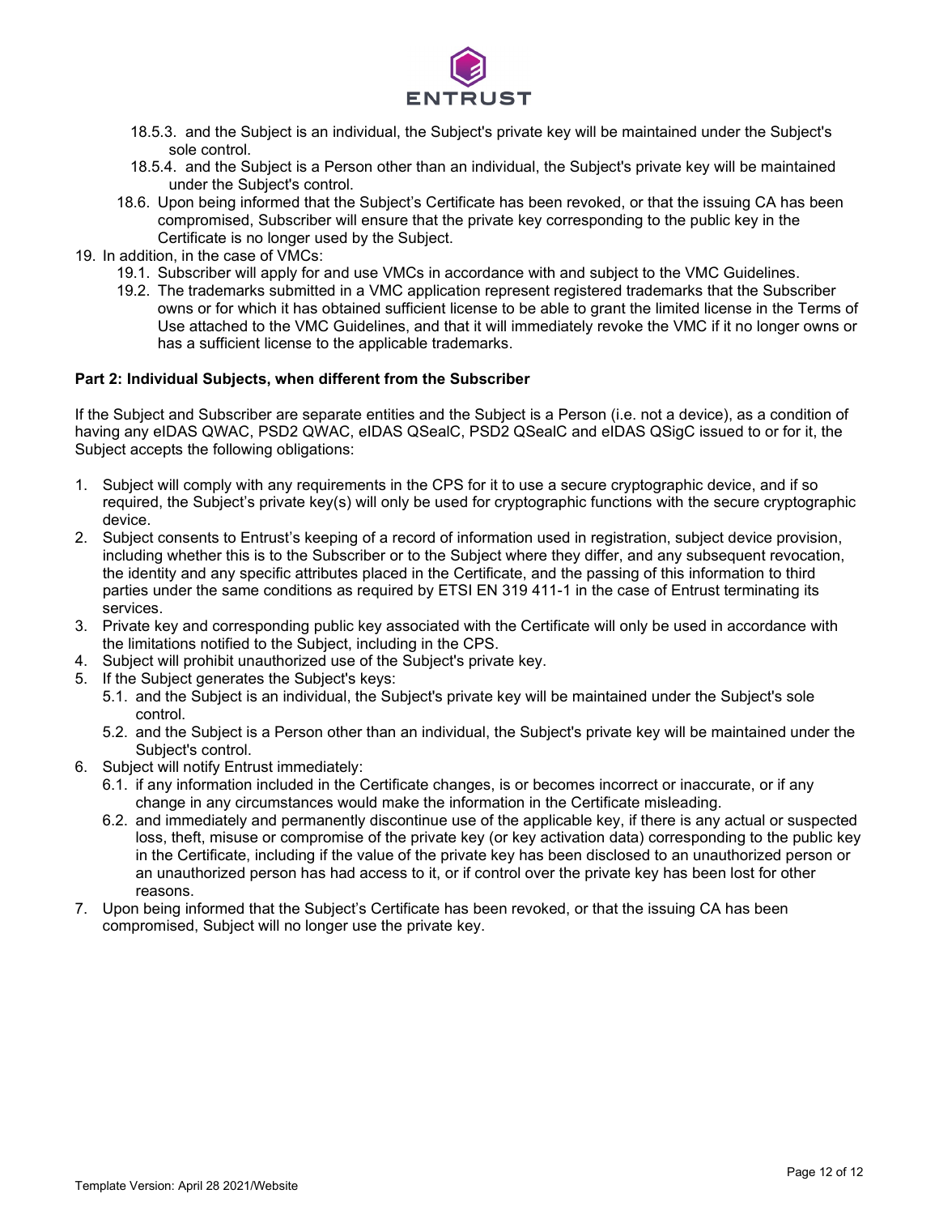18.5.3. and the Subject is an individual, the Subject's private key will be maintained under the Subject's sole control.

18.5.4. and the Subject is a Person other than an individual, the Subject's private key will be maintained under the Subject's control.

18.6. Upon being informed that the Subject's Certificate has been revoked, or that the issuing CA has been compromised, Subscriber will ensure that the private key corresponding to the public key in the Certificate is no longer used by the Subject.

19. In addition, in the case of VMCs:
    19.1. Subscriber will apply for and use VMCs in accordance with and subject to the VMC Guidelines.
    19.2. The trademarks submitted in a VMC application represent registered trademarks that the Subscriber owns or for which it has obtained sufficient license to be able to grant the limited license in the Terms of Use attached to the VMC Guidelines, and that it will immediately revoke the VMC if it no longer owns or has a sufficient license to the applicable trademarks.

**Part 2: Individual Subjects, when different from the Subscriber**

If the Subject and Subscriber are separate entities and the Subject is a Person (i.e. not a device), as a condition of having any eIDAS QWAC, PSD2 QWAC, eIDAS QSealC, PSD2 QSealC and eIDAS QSigC issued to or for it, the Subject accepts the following obligations:

1. Subject will comply with any requirements in the CPS for it to use a secure cryptographic device, and if so required, the Subject's private key(s) will only be used for cryptographic functions with the secure cryptographic device.
2. Subject consents to Entrust's keeping of a record of information used in registration, subject device provision, including whether this is to the Subscriber or to the Subject where they differ, and any subsequent revocation, the identity and any specific attributes placed in the Certificate, and the passing of this information to third parties under the same conditions as required by ETSI EN 319 411-1 in the case of Entrust terminating its services.
3. Private key and corresponding public key associated with the Certificate will only be used in accordance with the limitations notified to the Subject, including in the CPS.
4. Subject will prohibit unauthorized use of the Subject's private key.
5. If the Subject generates the Subject's keys:
    5.1. and the Subject is an individual, the Subject's private key will be maintained under the Subject's sole control.
    5.2. and the Subject is a Person other than an individual, the Subject's private key will be maintained under the Subject's control.
6. Subject will notify Entrust immediately:
    6.1. if any information included in the Certificate changes, is or becomes incorrect or inaccurate, or if any change in any circumstances would make the information in the Certificate misleading.
    6.2. and immediately and permanently discontinue use of the applicable key, if there is any actual or suspected loss, theft, misuse or compromise of the private key (or key activation data) corresponding to the public key in the Certificate, including if the value of the private key has been disclosed to an unauthorized person or an unauthorized person has had access to it, or if control over the private key has been lost for other reasons.
7. Upon being informed that the Subject's Certificate has been revoked, or that the issuing CA has been compromised, Subject will no longer use the private key.

Template Version: April 28 2021/Website